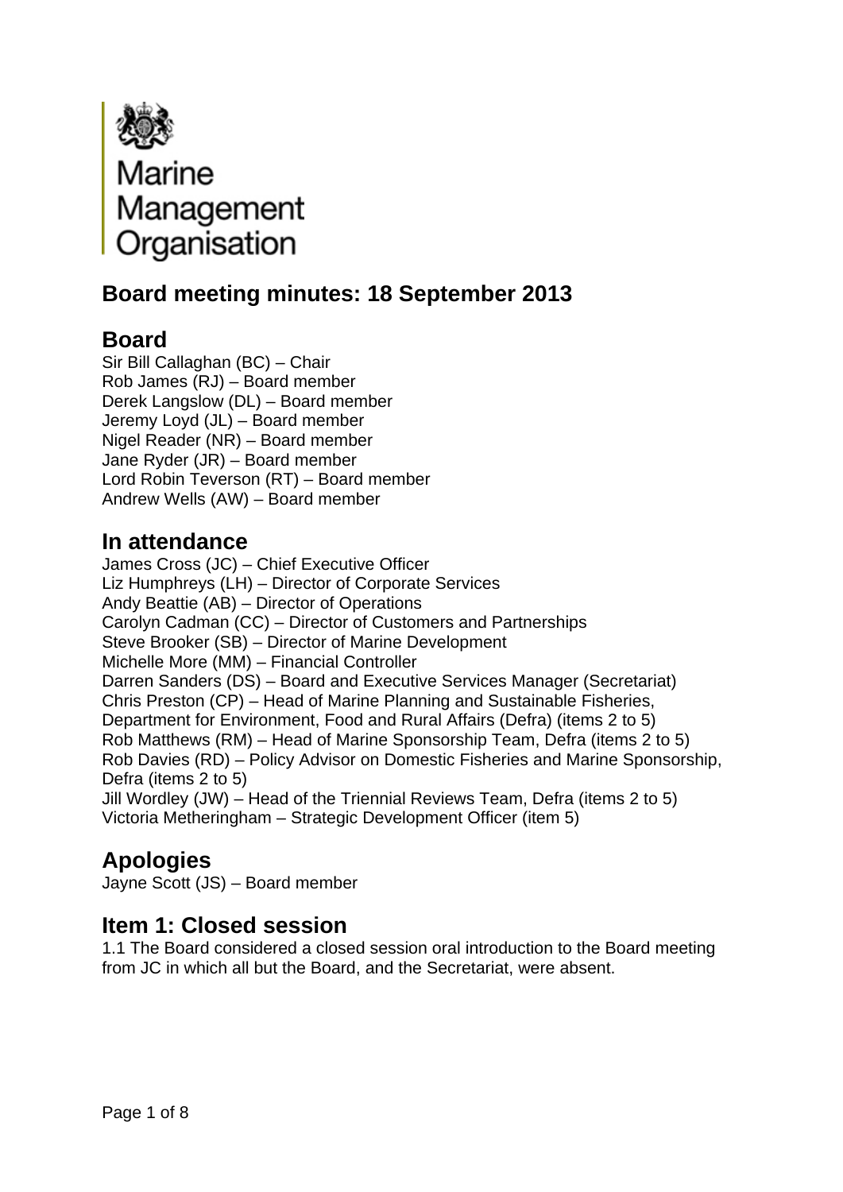Marine Management Organisation

# Board meeting minutes: 18 September 2013

## Board

Sir Bill Callaghan (BC) – Chair
Rob James (RJ) – Board member
Derek Langslow (DL) – Board member
Jeremy Loyd (JL) – Board member
Nigel Reader (NR) – Board member
Jane Ryder (JR) – Board member
Lord Robin Teverson (RT) – Board member
Andrew Wells (AW) – Board member

## In attendance

James Cross (JC) – Chief Executive Officer
Liz Humphreys (LH) – Director of Corporate Services
Andy Beattie (AB) – Director of Operations
Carolyn Cadman (CC) – Director of Customers and Partnerships
Steve Brooker (SB) – Director of Marine Development
Michelle More (MM) – Financial Controller
Darren Sanders (DS) – Board and Executive Services Manager (Secretariat)
Chris Preston (CP) – Head of Marine Planning and Sustainable Fisheries, Department for Environment, Food and Rural Affairs (Defra) (items 2 to 5)
Rob Matthews (RM) – Head of Marine Sponsorship Team, Defra (items 2 to 5)
Rob Davies (RD) – Policy Advisor on Domestic Fisheries and Marine Sponsorship, Defra (items 2 to 5)
Jill Wordley (JW) – Head of the Triennial Reviews Team, Defra (items 2 to 5)
Victoria Metheringham – Strategic Development Officer (item 5)

## Apologies

Jayne Scott (JS) – Board member

## Item 1: Closed session

1.1 The Board considered a closed session oral introduction to the Board meeting from JC in which all but the Board, and the Secretariat, were absent.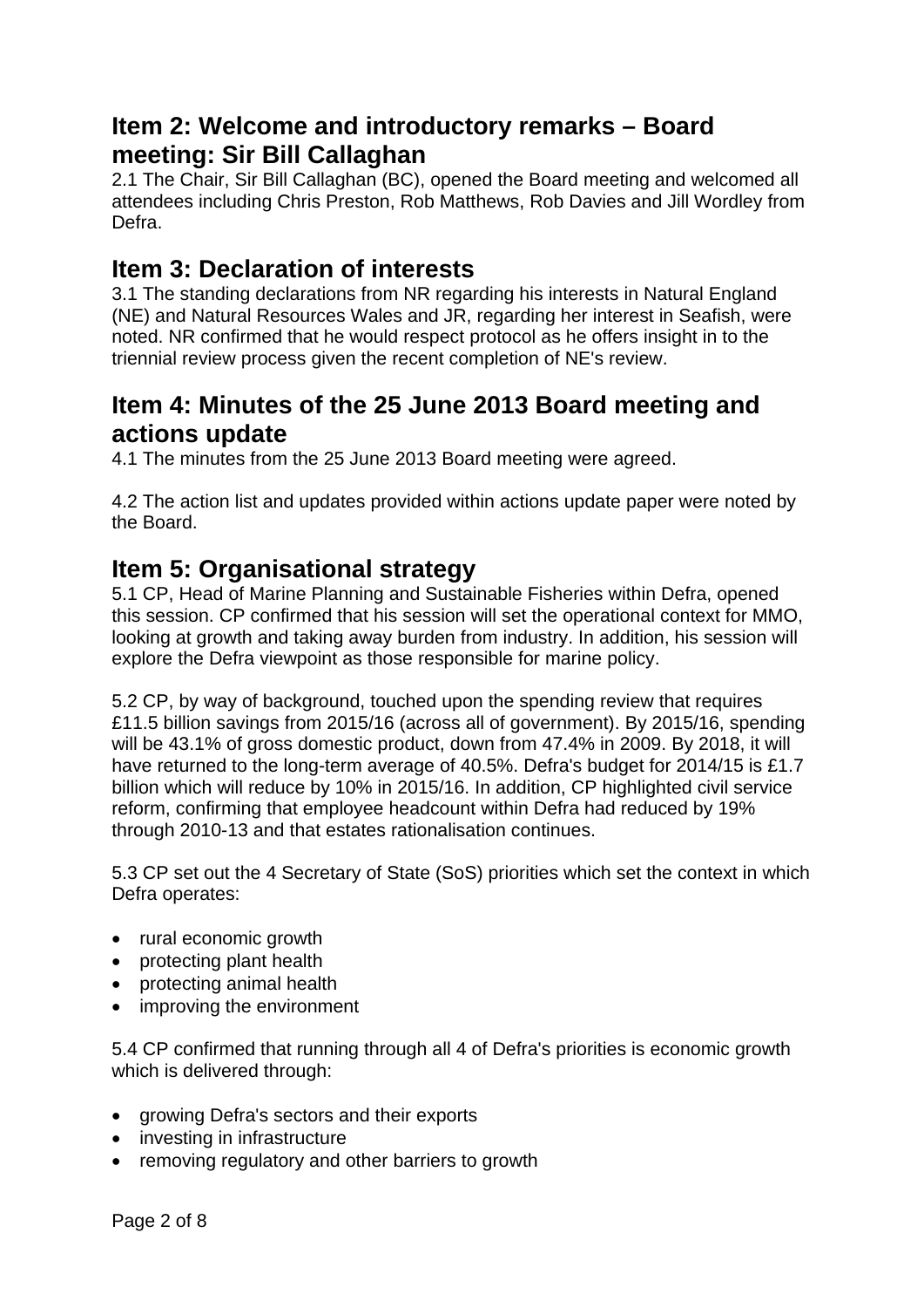## Item 2: Welcome and introductory remarks – Board meeting: Sir Bill Callaghan

2.1 The Chair, Sir Bill Callaghan (BC), opened the Board meeting and welcomed all attendees including Chris Preston, Rob Matthews, Rob Davies and Jill Wordley from Defra.

## Item 3: Declaration of interests

3.1 The standing declarations from NR regarding his interests in Natural England (NE) and Natural Resources Wales and JR, regarding her interest in Seafish, were noted. NR confirmed that he would respect protocol as he offers insight in to the triennial review process given the recent completion of NE's review.

## Item 4: Minutes of the 25 June 2013 Board meeting and actions update

4.1 The minutes from the 25 June 2013 Board meeting were agreed.

4.2 The action list and updates provided within actions update paper were noted by the Board.

## Item 5: Organisational strategy

5.1 CP, Head of Marine Planning and Sustainable Fisheries within Defra, opened this session. CP confirmed that his session will set the operational context for MMO, looking at growth and taking away burden from industry. In addition, his session will explore the Defra viewpoint as those responsible for marine policy.

5.2 CP, by way of background, touched upon the spending review that requires £11.5 billion savings from 2015/16 (across all of government). By 2015/16, spending will be 43.1% of gross domestic product, down from 47.4% in 2009. By 2018, it will have returned to the long-term average of 40.5%. Defra's budget for 2014/15 is £1.7 billion which will reduce by 10% in 2015/16. In addition, CP highlighted civil service reform, confirming that employee headcount within Defra had reduced by 19% through 2010-13 and that estates rationalisation continues.

5.3 CP set out the 4 Secretary of State (SoS) priorities which set the context in which Defra operates:

- rural economic growth
- protecting plant health
- protecting animal health
- improving the environment

5.4 CP confirmed that running through all 4 of Defra's priorities is economic growth which is delivered through:

- growing Defra's sectors and their exports
- investing in infrastructure
- removing regulatory and other barriers to growth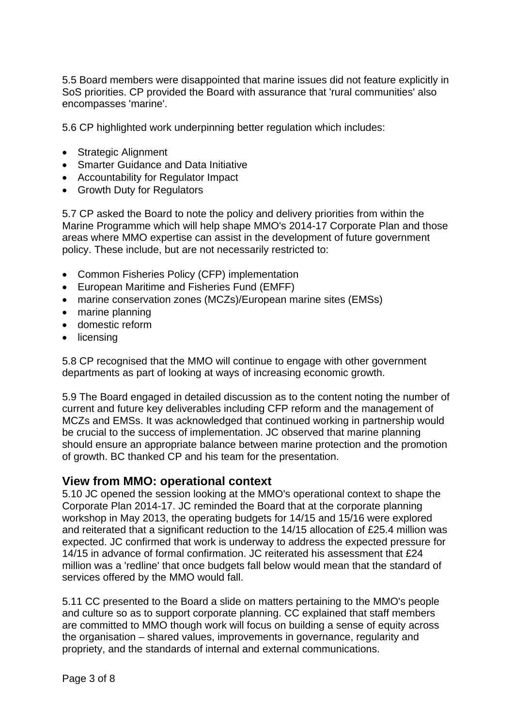5.5 Board members were disappointed that marine issues did not feature explicitly in SoS priorities. CP provided the Board with assurance that 'rural communities' also encompasses 'marine'.

5.6 CP highlighted work underpinning better regulation which includes:

- Strategic Alignment
- Smarter Guidance and Data Initiative
- Accountability for Regulator Impact
- Growth Duty for Regulators

5.7 CP asked the Board to note the policy and delivery priorities from within the Marine Programme which will help shape MMO's 2014-17 Corporate Plan and those areas where MMO expertise can assist in the development of future government policy. These include, but are not necessarily restricted to:

- Common Fisheries Policy (CFP) implementation
- European Maritime and Fisheries Fund (EMFF)
- marine conservation zones (MCZs)/European marine sites (EMSs)
- marine planning
- domestic reform
- licensing

5.8 CP recognised that the MMO will continue to engage with other government departments as part of looking at ways of increasing economic growth.

5.9 The Board engaged in detailed discussion as to the content noting the number of current and future key deliverables including CFP reform and the management of MCZs and EMSs. It was acknowledged that continued working in partnership would be crucial to the success of implementation. JC observed that marine planning should ensure an appropriate balance between marine protection and the promotion of growth. BC thanked CP and his team for the presentation.

## View from MMO: operational context

5.10 JC opened the session looking at the MMO's operational context to shape the Corporate Plan 2014-17. JC reminded the Board that at the corporate planning workshop in May 2013, the operating budgets for 14/15 and 15/16 were explored and reiterated that a significant reduction to the 14/15 allocation of £25.4 million was expected. JC confirmed that work is underway to address the expected pressure for 14/15 in advance of formal confirmation. JC reiterated his assessment that £24 million was a 'redline' that once budgets fall below would mean that the standard of services offered by the MMO would fall.

5.11 CC presented to the Board a slide on matters pertaining to the MMO's people and culture so as to support corporate planning. CC explained that staff members are committed to MMO though work will focus on building a sense of equity across the organisation – shared values, improvements in governance, regularity and propriety, and the standards of internal and external communications.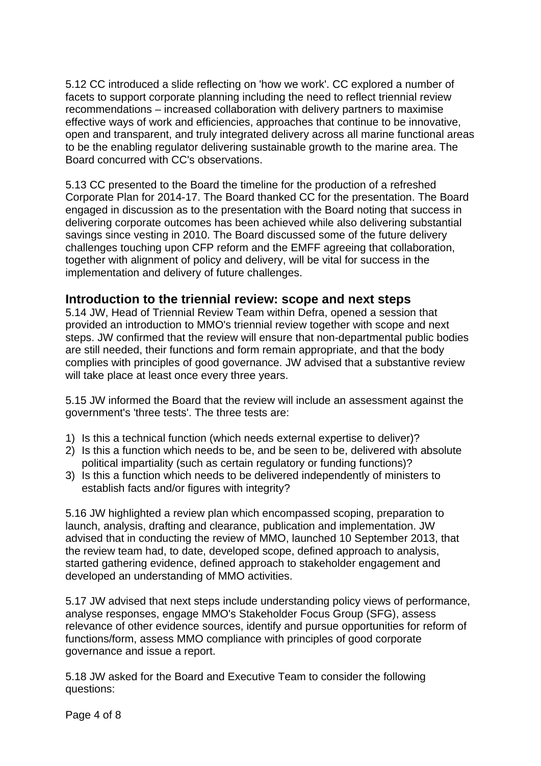5.12 CC introduced a slide reflecting on 'how we work'. CC explored a number of facets to support corporate planning including the need to reflect triennial review recommendations – increased collaboration with delivery partners to maximise effective ways of work and efficiencies, approaches that continue to be innovative, open and transparent, and truly integrated delivery across all marine functional areas to be the enabling regulator delivering sustainable growth to the marine area. The Board concurred with CC's observations.

5.13 CC presented to the Board the timeline for the production of a refreshed Corporate Plan for 2014-17. The Board thanked CC for the presentation. The Board engaged in discussion as to the presentation with the Board noting that success in delivering corporate outcomes has been achieved while also delivering substantial savings since vesting in 2010. The Board discussed some of the future delivery challenges touching upon CFP reform and the EMFF agreeing that collaboration, together with alignment of policy and delivery, will be vital for success in the implementation and delivery of future challenges.

## Introduction to the triennial review: scope and next steps

5.14 JW, Head of Triennial Review Team within Defra, opened a session that provided an introduction to MMO's triennial review together with scope and next steps. JW confirmed that the review will ensure that non-departmental public bodies are still needed, their functions and form remain appropriate, and that the body complies with principles of good governance. JW advised that a substantive review will take place at least once every three years.

5.15 JW informed the Board that the review will include an assessment against the government's 'three tests'. The three tests are:

1) Is this a technical function (which needs external expertise to deliver)?
2) Is this a function which needs to be, and be seen to be, delivered with absolute political impartiality (such as certain regulatory or funding functions)?
3) Is this a function which needs to be delivered independently of ministers to establish facts and/or figures with integrity?

5.16 JW highlighted a review plan which encompassed scoping, preparation to launch, analysis, drafting and clearance, publication and implementation. JW advised that in conducting the review of MMO, launched 10 September 2013, that the review team had, to date, developed scope, defined approach to analysis, started gathering evidence, defined approach to stakeholder engagement and developed an understanding of MMO activities.

5.17 JW advised that next steps include understanding policy views of performance, analyse responses, engage MMO's Stakeholder Focus Group (SFG), assess relevance of other evidence sources, identify and pursue opportunities for reform of functions/form, assess MMO compliance with principles of good corporate governance and issue a report.

5.18 JW asked for the Board and Executive Team to consider the following questions: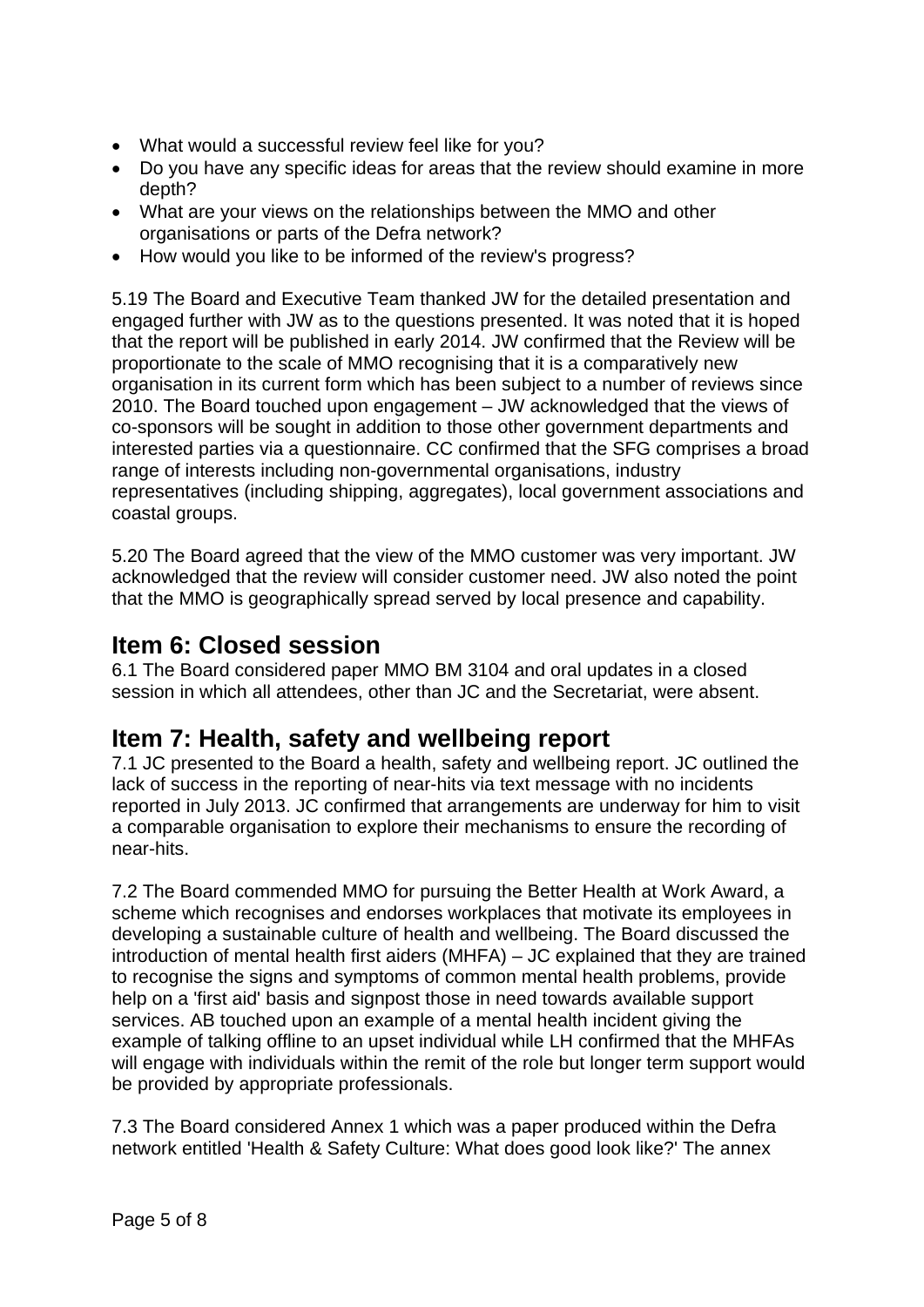- What would a successful review feel like for you?
- Do you have any specific ideas for areas that the review should examine in more depth?
- What are your views on the relationships between the MMO and other organisations or parts of the Defra network?
- How would you like to be informed of the review's progress?

5.19 The Board and Executive Team thanked JW for the detailed presentation and engaged further with JW as to the questions presented. It was noted that it is hoped that the report will be published in early 2014. JW confirmed that the Review will be proportionate to the scale of MMO recognising that it is a comparatively new organisation in its current form which has been subject to a number of reviews since 2010. The Board touched upon engagement – JW acknowledged that the views of co-sponsors will be sought in addition to those other government departments and interested parties via a questionnaire. CC confirmed that the SFG comprises a broad range of interests including non-governmental organisations, industry representatives (including shipping, aggregates), local government associations and coastal groups.

5.20 The Board agreed that the view of the MMO customer was very important. JW acknowledged that the review will consider customer need. JW also noted the point that the MMO is geographically spread served by local presence and capability.

## Item 6: Closed session

6.1 The Board considered paper MMO BM 3104 and oral updates in a closed session in which all attendees, other than JC and the Secretariat, were absent.

## Item 7: Health, safety and wellbeing report

7.1 JC presented to the Board a health, safety and wellbeing report. JC outlined the lack of success in the reporting of near-hits via text message with no incidents reported in July 2013. JC confirmed that arrangements are underway for him to visit a comparable organisation to explore their mechanisms to ensure the recording of near-hits.

7.2 The Board commended MMO for pursuing the Better Health at Work Award, a scheme which recognises and endorses workplaces that motivate its employees in developing a sustainable culture of health and wellbeing. The Board discussed the introduction of mental health first aiders (MHFA) – JC explained that they are trained to recognise the signs and symptoms of common mental health problems, provide help on a 'first aid' basis and signpost those in need towards available support services. AB touched upon an example of a mental health incident giving the example of talking offline to an upset individual while LH confirmed that the MHFAs will engage with individuals within the remit of the role but longer term support would be provided by appropriate professionals.

7.3 The Board considered Annex 1 which was a paper produced within the Defra network entitled 'Health & Safety Culture: What does good look like?' The annex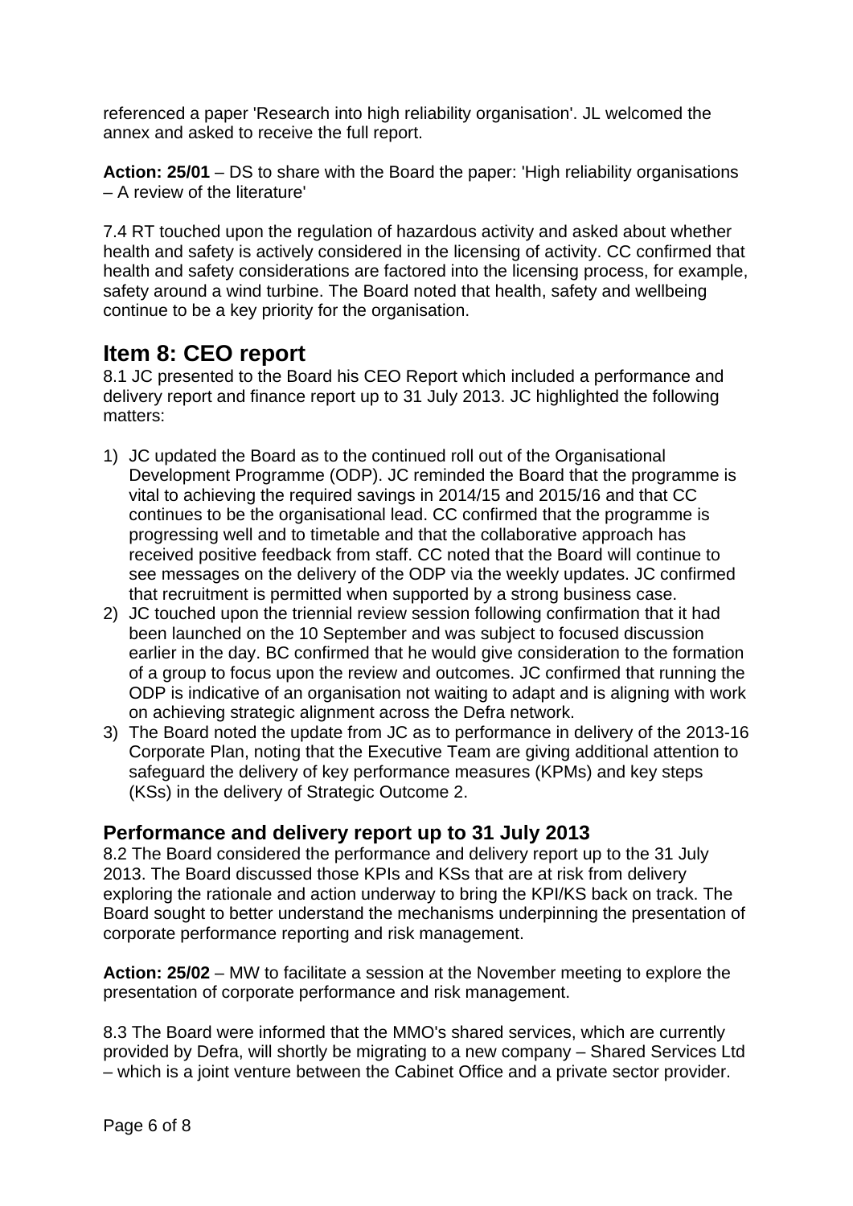referenced a paper 'Research into high reliability organisation'. JL welcomed the annex and asked to receive the full report.

**Action: 25/01** – DS to share with the Board the paper: 'High reliability organisations – A review of the literature'

7.4 RT touched upon the regulation of hazardous activity and asked about whether health and safety is actively considered in the licensing of activity. CC confirmed that health and safety considerations are factored into the licensing process, for example, safety around a wind turbine. The Board noted that health, safety and wellbeing continue to be a key priority for the organisation.

## Item 8: CEO report

8.1 JC presented to the Board his CEO Report which included a performance and delivery report and finance report up to 31 July 2013. JC highlighted the following matters:

1) JC updated the Board as to the continued roll out of the Organisational Development Programme (ODP). JC reminded the Board that the programme is vital to achieving the required savings in 2014/15 and 2015/16 and that CC continues to be the organisational lead. CC confirmed that the programme is progressing well and to timetable and that the collaborative approach has received positive feedback from staff. CC noted that the Board will continue to see messages on the delivery of the ODP via the weekly updates. JC confirmed that recruitment is permitted when supported by a strong business case.
2) JC touched upon the triennial review session following confirmation that it had been launched on the 10 September and was subject to focused discussion earlier in the day. BC confirmed that he would give consideration to the formation of a group to focus upon the review and outcomes. JC confirmed that running the ODP is indicative of an organisation not waiting to adapt and is aligning with work on achieving strategic alignment across the Defra network.
3) The Board noted the update from JC as to performance in delivery of the 2013-16 Corporate Plan, noting that the Executive Team are giving additional attention to safeguard the delivery of key performance measures (KPMs) and key steps (KSs) in the delivery of Strategic Outcome 2.

### Performance and delivery report up to 31 July 2013

8.2 The Board considered the performance and delivery report up to the 31 July 2013. The Board discussed those KPIs and KSs that are at risk from delivery exploring the rationale and action underway to bring the KPI/KS back on track. The Board sought to better understand the mechanisms underpinning the presentation of corporate performance reporting and risk management.

**Action: 25/02** – MW to facilitate a session at the November meeting to explore the presentation of corporate performance and risk management.

8.3 The Board were informed that the MMO's shared services, which are currently provided by Defra, will shortly be migrating to a new company – Shared Services Ltd – which is a joint venture between the Cabinet Office and a private sector provider.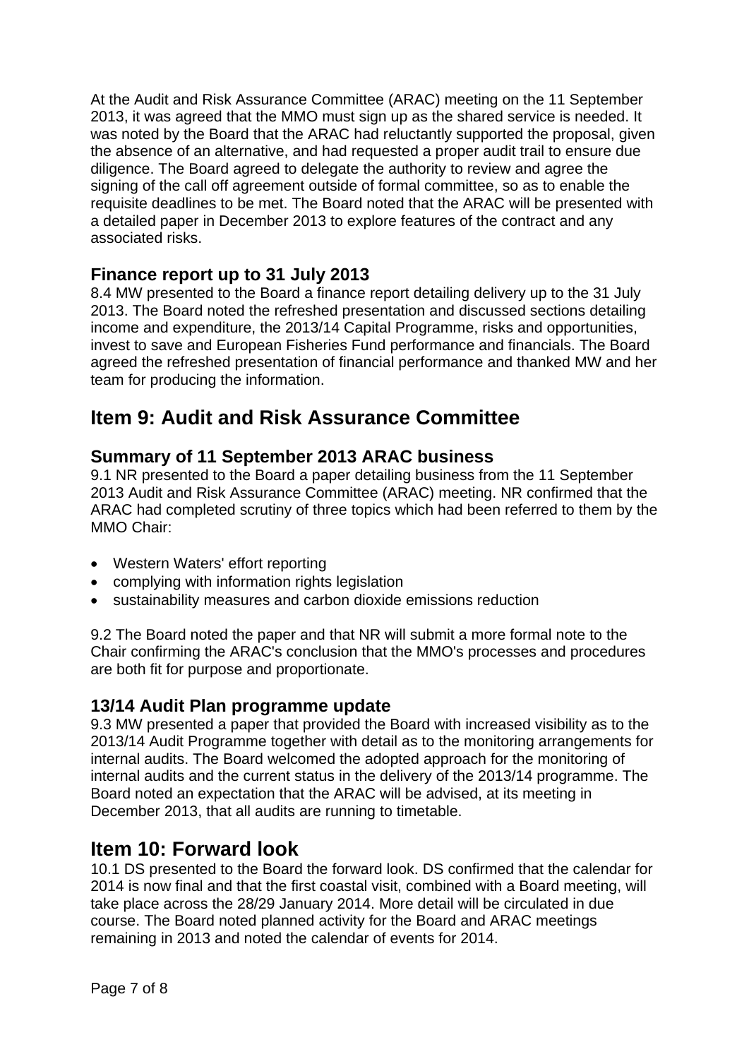At the Audit and Risk Assurance Committee (ARAC) meeting on the 11 September 2013, it was agreed that the MMO must sign up as the shared service is needed. It was noted by the Board that the ARAC had reluctantly supported the proposal, given the absence of an alternative, and had requested a proper audit trail to ensure due diligence. The Board agreed to delegate the authority to review and agree the signing of the call off agreement outside of formal committee, so as to enable the requisite deadlines to be met. The Board noted that the ARAC will be presented with a detailed paper in December 2013 to explore features of the contract and any associated risks.

### Finance report up to 31 July 2013

8.4 MW presented to the Board a finance report detailing delivery up to the 31 July 2013. The Board noted the refreshed presentation and discussed sections detailing income and expenditure, the 2013/14 Capital Programme, risks and opportunities, invest to save and European Fisheries Fund performance and financials. The Board agreed the refreshed presentation of financial performance and thanked MW and her team for producing the information.

## Item 9: Audit and Risk Assurance Committee

### Summary of 11 September 2013 ARAC business

9.1 NR presented to the Board a paper detailing business from the 11 September 2013 Audit and Risk Assurance Committee (ARAC) meeting. NR confirmed that the ARAC had completed scrutiny of three topics which had been referred to them by the MMO Chair:

- Western Waters' effort reporting
- complying with information rights legislation
- sustainability measures and carbon dioxide emissions reduction

9.2 The Board noted the paper and that NR will submit a more formal note to the Chair confirming the ARAC's conclusion that the MMO's processes and procedures are both fit for purpose and proportionate.

### 13/14 Audit Plan programme update

9.3 MW presented a paper that provided the Board with increased visibility as to the 2013/14 Audit Programme together with detail as to the monitoring arrangements for internal audits. The Board welcomed the adopted approach for the monitoring of internal audits and the current status in the delivery of the 2013/14 programme. The Board noted an expectation that the ARAC will be advised, at its meeting in December 2013, that all audits are running to timetable.

## Item 10: Forward look

10.1 DS presented to the Board the forward look. DS confirmed that the calendar for 2014 is now final and that the first coastal visit, combined with a Board meeting, will take place across the 28/29 January 2014. More detail will be circulated in due course. The Board noted planned activity for the Board and ARAC meetings remaining in 2013 and noted the calendar of events for 2014.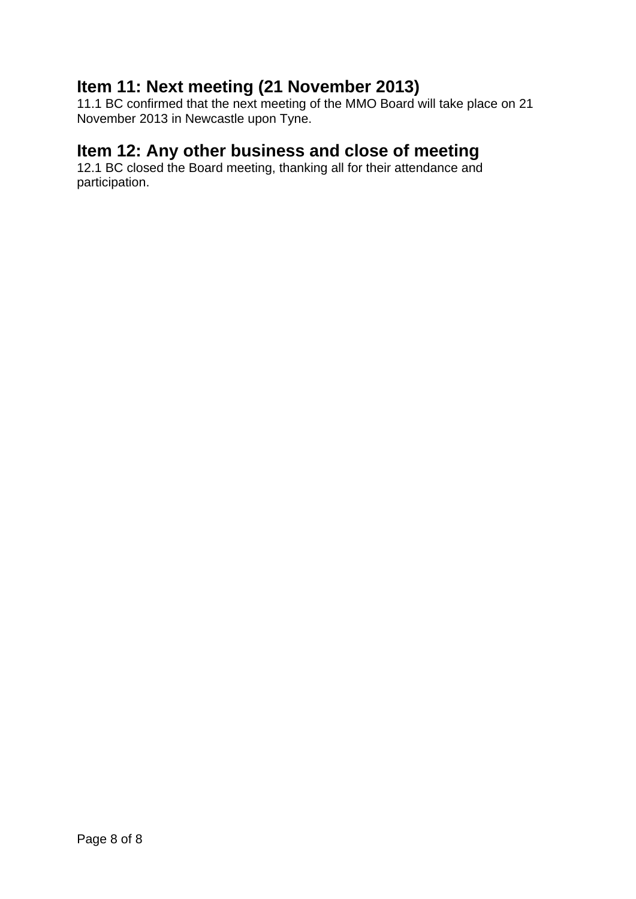## Item 11: Next meeting (21 November 2013)

11.1 BC confirmed that the next meeting of the MMO Board will take place on 21 November 2013 in Newcastle upon Tyne.

## Item 12: Any other business and close of meeting

12.1 BC closed the Board meeting, thanking all for their attendance and participation.